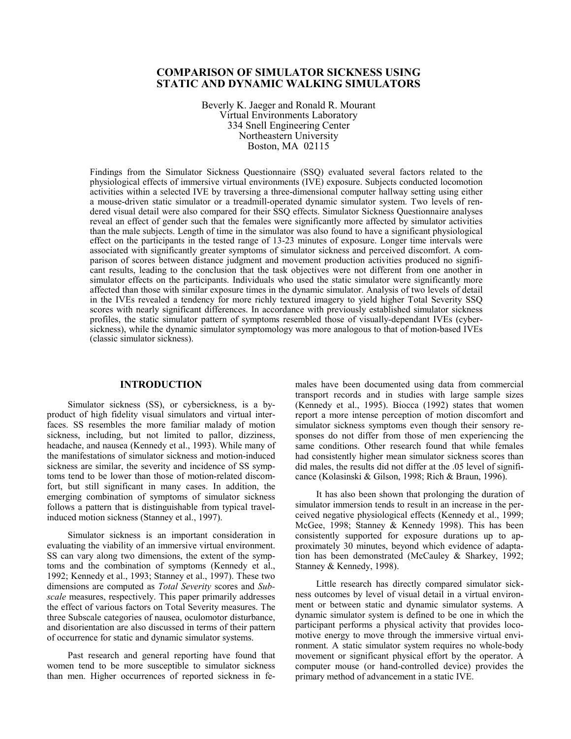# COMPARISON OF SIMULATOR SICKNESS USING STATIC AND DYNAMIC WALKING SIMULATORS

Beverly K. Jaeger and Ronald R. Mourant
Virtual Environments Laboratory
334 Snell Engineering Center
Northeastern University
Boston, MA 02115

Findings from the Simulator Sickness Questionnaire (SSQ) evaluated several factors related to the physiological effects of immersive virtual environments (IVE) exposure. Subjects conducted locomotion activities within a selected IVE by traversing a three-dimensional computer hallway setting using either a mouse-driven static simulator or a treadmill-operated dynamic simulator system. Two levels of rendered visual detail were also compared for their SSQ effects. Simulator Sickness Questionnaire analyses reveal an effect of gender such that the females were significantly more affected by simulator activities than the male subjects. Length of time in the simulator was also found to have a significant physiological effect on the participants in the tested range of 13-23 minutes of exposure. Longer time intervals were associated with significantly greater symptoms of simulator sickness and perceived discomfort. A comparison of scores between distance judgment and movement production activities produced no significant results, leading to the conclusion that the task objectives were not different from one another in simulator effects on the participants. Individuals who used the static simulator were significantly more affected than those with similar exposure times in the dynamic simulator. Analysis of two levels of detail in the IVEs revealed a tendency for more richly textured imagery to yield higher Total Severity SSQ scores with nearly significant differences. In accordance with previously established simulator sickness profiles, the static simulator pattern of symptoms resembled those of visually-dependant IVEs (cybersickness), while the dynamic simulator symptomology was more analogous to that of motion-based IVEs (classic simulator sickness).

## INTRODUCTION

Simulator sickness (SS), or cybersickness, is a by-product of high fidelity visual simulators and virtual interfaces. SS resembles the more familiar malady of motion sickness, including, but not limited to pallor, dizziness, headache, and nausea (Kennedy et al., 1993). While many of the manifestations of simulator sickness and motion-induced sickness are similar, the severity and incidence of SS symptoms tend to be lower than those of motion-related discomfort, but still significant in many cases. In addition, the emerging combination of symptoms of simulator sickness follows a pattern that is distinguishable from typical travel-induced motion sickness (Stanney et al., 1997).

Simulator sickness is an important consideration in evaluating the viability of an immersive virtual environment. SS can vary along two dimensions, the extent of the symptoms and the combination of symptoms (Kennedy et al., 1992; Kennedy et al., 1993; Stanney et al., 1997). These two dimensions are computed as *Total Severity* scores and *Subscale* measures, respectively. This paper primarily addresses the effect of various factors on Total Severity measures. The three Subscale categories of nausea, oculomotor disturbance, and disorientation are also discussed in terms of their pattern of occurrence for static and dynamic simulator systems.

Past research and general reporting have found that women tend to be more susceptible to simulator sickness than men. Higher occurrences of reported sickness in females have been documented using data from commercial transport records and in studies with large sample sizes (Kennedy et al., 1995). Biocca (1992) states that women report a more intense perception of motion discomfort and simulator sickness symptoms even though their sensory responses do not differ from those of men experiencing the same conditions. Other research found that while females had consistently higher mean simulator sickness scores than did males, the results did not differ at the .05 level of significance (Kolasinski & Gilson, 1998; Rich & Braun, 1996).

It has also been shown that prolonging the duration of simulator immersion tends to result in an increase in the perceived negative physiological effects (Kennedy et al., 1999; McGee, 1998; Stanney & Kennedy 1998). This has been consistently supported for exposure durations up to approximately 30 minutes, beyond which evidence of adaptation has been demonstrated (McCauley & Sharkey, 1992; Stanney & Kennedy, 1998).

Little research has directly compared simulator sickness outcomes by level of visual detail in a virtual environment or between static and dynamic simulator systems. A dynamic simulator system is defined to be one in which the participant performs a physical activity that provides locomotive energy to move through the immersive virtual environment. A static simulator system requires no whole-body movement or significant physical effort by the operator. A computer mouse (or hand-controlled device) provides the primary method of advancement in a static IVE.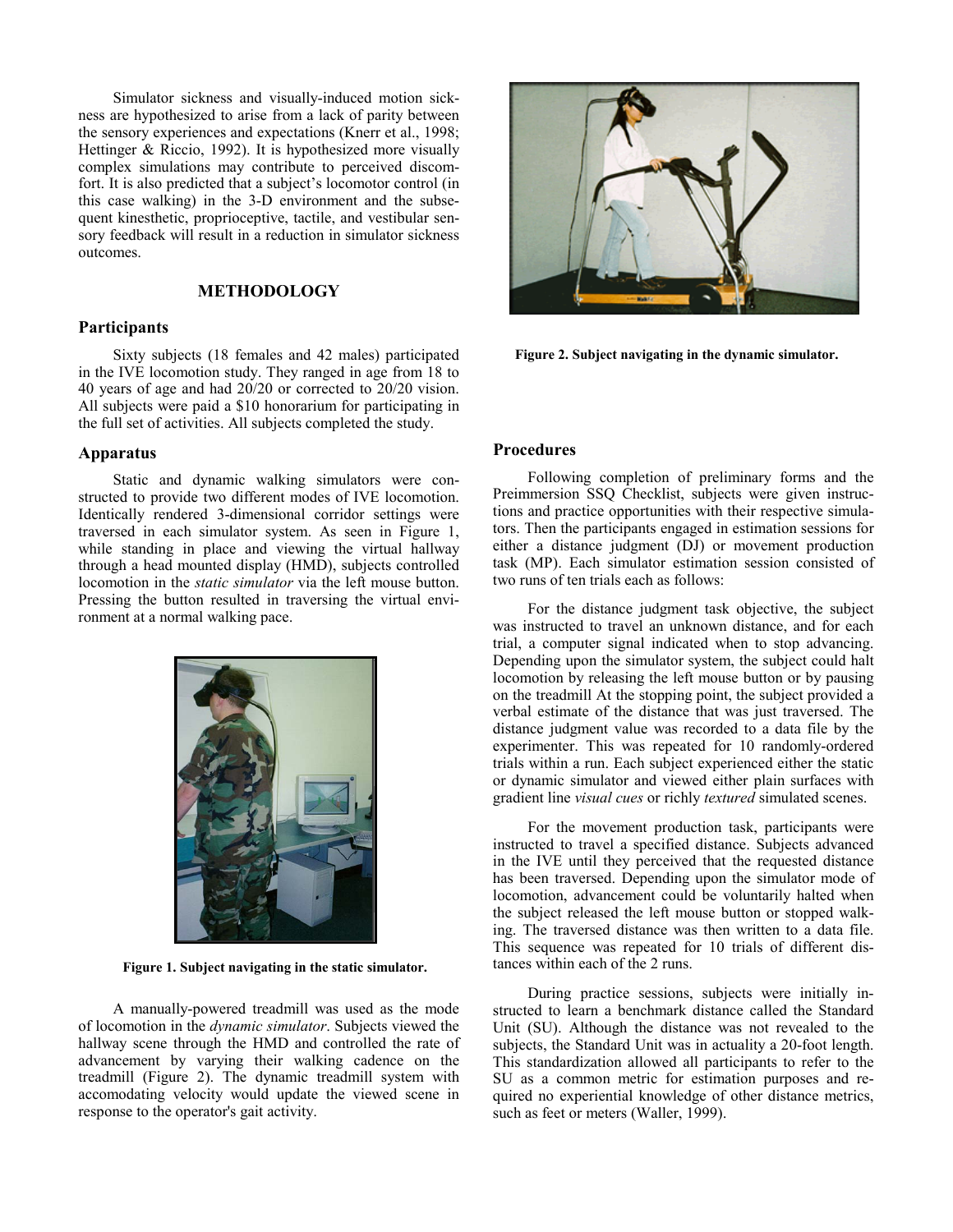Simulator sickness and visually-induced motion sickness are hypothesized to arise from a lack of parity between the sensory experiences and expectations (Knerr et al., 1998; Hettinger & Riccio, 1992). It is hypothesized more visually complex simulations may contribute to perceived discomfort. It is also predicted that a subject's locomotor control (in this case walking) in the 3-D environment and the subsequent kinesthetic, proprioceptive, tactile, and vestibular sensory feedback will result in a reduction in simulator sickness outcomes.

## METHODOLOGY

### Participants

Sixty subjects (18 females and 42 males) participated in the IVE locomotion study. They ranged in age from 18 to 40 years of age and had 20/20 or corrected to 20/20 vision. All subjects were paid a $10 honorarium for participating in the full set of activities. All subjects completed the study.

### Apparatus

Static and dynamic walking simulators were constructed to provide two different modes of IVE locomotion. Identically rendered 3-dimensional corridor settings were traversed in each simulator system. As seen in Figure 1, while standing in place and viewing the virtual hallway through a head mounted display (HMD), subjects controlled locomotion in the *static simulator* via the left mouse button. Pressing the button resulted in traversing the virtual environment at a normal walking pace.

**Figure 1. Subject navigating in the static simulator.**

A manually-powered treadmill was used as the mode of locomotion in the *dynamic simulator*. Subjects viewed the hallway scene through the HMD and controlled the rate of advancement by varying their walking cadence on the treadmill (Figure 2). The dynamic treadmill system with accomodating velocity would update the viewed scene in response to the operator's gait activity.

**Figure 2. Subject navigating in the dynamic simulator.**

### Procedures

Following completion of preliminary forms and the Preimmersion SSQ Checklist, subjects were given instructions and practice opportunities with their respective simulators. Then the participants engaged in estimation sessions for either a distance judgment (DJ) or movement production task (MP). Each simulator estimation session consisted of two runs of ten trials each as follows:

For the distance judgment task objective, the subject was instructed to travel an unknown distance, and for each trial, a computer signal indicated when to stop advancing. Depending upon the simulator system, the subject could halt locomotion by releasing the left mouse button or by pausing on the treadmill At the stopping point, the subject provided a verbal estimate of the distance that was just traversed. The distance judgment value was recorded to a data file by the experimenter. This was repeated for 10 randomly-ordered trials within a run. Each subject experienced either the static or dynamic simulator and viewed either plain surfaces with gradient line *visual cues* or richly *textured* simulated scenes.

For the movement production task, participants were instructed to travel a specified distance. Subjects advanced in the IVE until they perceived that the requested distance has been traversed. Depending upon the simulator mode of locomotion, advancement could be voluntarily halted when the subject released the left mouse button or stopped walking. The traversed distance was then written to a data file. This sequence was repeated for 10 trials of different distances within each of the 2 runs.

During practice sessions, subjects were initially instructed to learn a benchmark distance called the Standard Unit (SU). Although the distance was not revealed to the subjects, the Standard Unit was in actuality a 20-foot length. This standardization allowed all participants to refer to the SU as a common metric for estimation purposes and required no experiential knowledge of other distance metrics, such as feet or meters (Waller, 1999).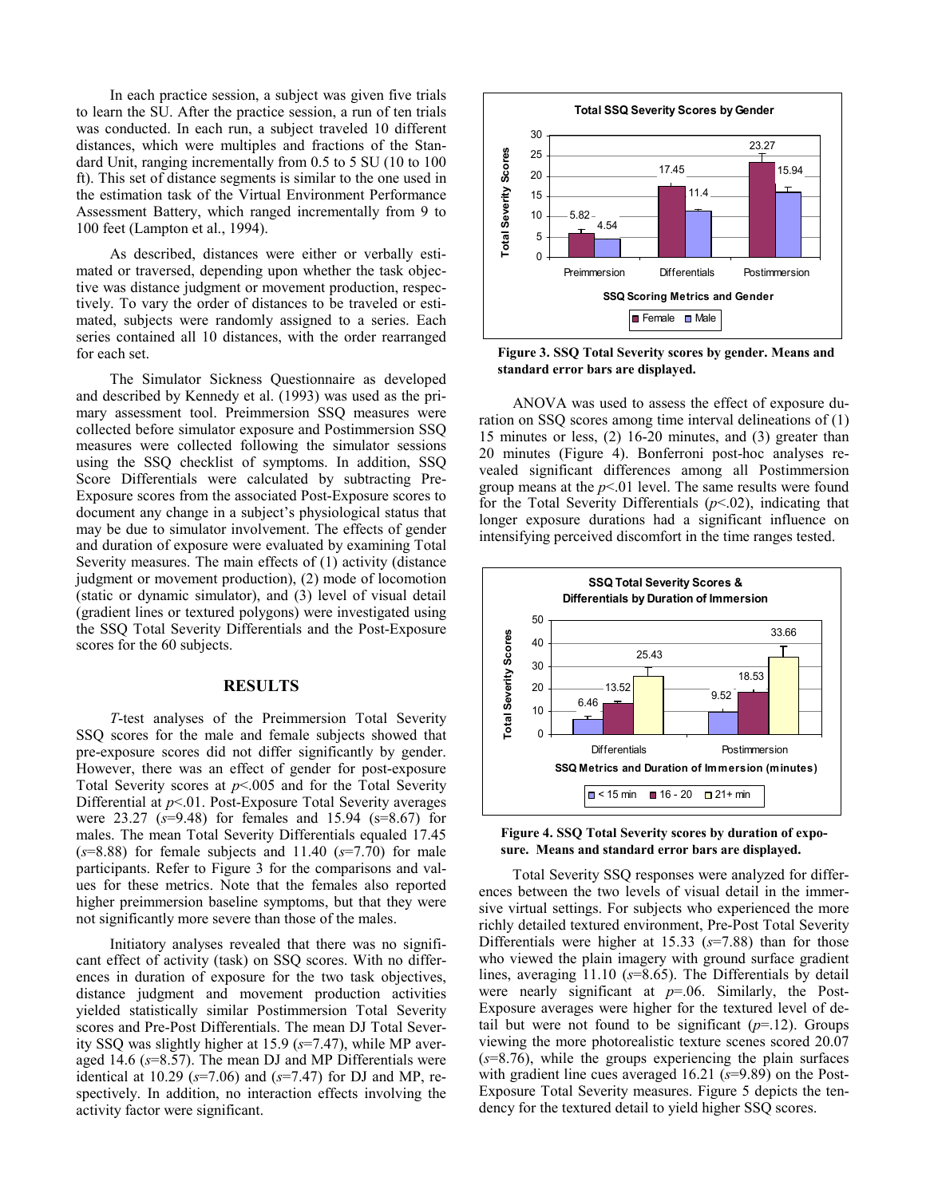In each practice session, a subject was given five trials to learn the SU. After the practice session, a run of ten trials was conducted. In each run, a subject traveled 10 different distances, which were multiples and fractions of the Standard Unit, ranging incrementally from 0.5 to 5 SU (10 to 100 ft). This set of distance segments is similar to the one used in the estimation task of the Virtual Environment Performance Assessment Battery, which ranged incrementally from 9 to 100 feet (Lampton et al., 1994).

As described, distances were either or verbally estimated or traversed, depending upon whether the task objective was distance judgment or movement production, respectively. To vary the order of distances to be traveled or estimated, subjects were randomly assigned to a series. Each series contained all 10 distances, with the order rearranged for each set.

The Simulator Sickness Questionnaire as developed and described by Kennedy et al. (1993) was used as the primary assessment tool. Preimmersion SSQ measures were collected before simulator exposure and Postimmersion SSQ measures were collected following the simulator sessions using the SSQ checklist of symptoms. In addition, SSQ Score Differentials were calculated by subtracting Pre-Exposure scores from the associated Post-Exposure scores to document any change in a subject's physiological status that may be due to simulator involvement. The effects of gender and duration of exposure were evaluated by examining Total Severity measures. The main effects of (1) activity (distance judgment or movement production), (2) mode of locomotion (static or dynamic simulator), and (3) level of visual detail (gradient lines or textured polygons) were investigated using the SSQ Total Severity Differentials and the Post-Exposure scores for the 60 subjects.

## RESULTS

*T*-test analyses of the Preimmersion Total Severity SSQ scores for the male and female subjects showed that pre-exposure scores did not differ significantly by gender. However, there was an effect of gender for post-exposure Total Severity scores at $p<.005$ and for the Total Severity Differential at $p<.01$. Post-Exposure Total Severity averages were 23.27 ($s$=9.48) for females and 15.94 (s=8.67) for males. The mean Total Severity Differentials equaled 17.45 ($s$=8.88) for female subjects and 11.40 ($s$=7.70) for male participants. Refer to Figure 3 for the comparisons and values for these metrics. Note that the females also reported higher preimmersion baseline symptoms, but that they were not significantly more severe than those of the males.

Initiatory analyses revealed that there was no significant effect of activity (task) on SSQ scores. With no differences in duration of exposure for the two task objectives, distance judgment and movement production activities yielded statistically similar Postimmersion Total Severity scores and Pre-Post Differentials. The mean DJ Total Severity SSQ was slightly higher at 15.9 ($s$=7.47), while MP averaged 14.6 ($s$=8.57). The mean DJ and MP Differentials were identical at 10.29 ($s$=7.06) and ($s$=7.47) for DJ and MP, respectively. In addition, no interaction effects involving the activity factor were significant.

**Figure 3. SSQ Total Severity scores by gender. Means and standard error bars are displayed.**

ANOVA was used to assess the effect of exposure duration on SSQ scores among time interval delineations of (1) 15 minutes or less, (2) 16-20 minutes, and (3) greater than 20 minutes (Figure 4). Bonferroni post-hoc analyses revealed significant differences among all Postimmersion group means at the $p<.01$ level. The same results were found for the Total Severity Differentials ($p<.02$), indicating that longer exposure durations had a significant influence on intensifying perceived discomfort in the time ranges tested.

**Figure 4. SSQ Total Severity scores by duration of exposure. Means and standard error bars are displayed.**

Total Severity SSQ responses were analyzed for differences between the two levels of visual detail in the immersive virtual settings. For subjects who experienced the more richly detailed textured environment, Pre-Post Total Severity Differentials were higher at 15.33 ($s$=7.88) than for those who viewed the plain imagery with ground surface gradient lines, averaging 11.10 ($s$=8.65). The Differentials by detail were nearly significant at $p$=.06. Similarly, the Post-Exposure averages were higher for the textured level of detail but were not found to be significant ($p$=.12). Groups viewing the more photorealistic texture scenes scored 20.07 ($s$=8.76), while the groups experiencing the plain surfaces with gradient line cues averaged 16.21 ($s$=9.89) on the Post-Exposure Total Severity measures. Figure 5 depicts the tendency for the textured detail to yield higher SSQ scores.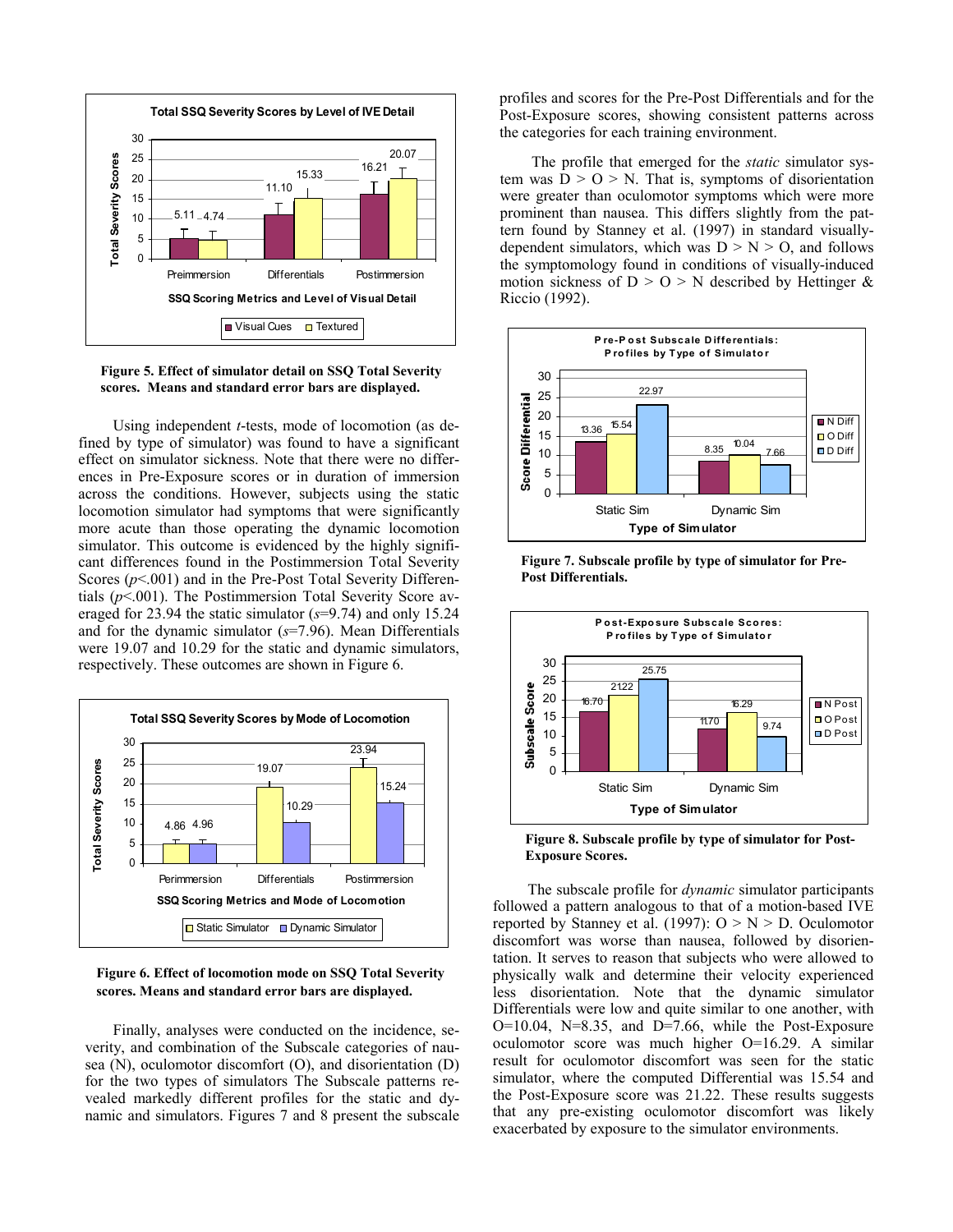**Figure 5. Effect of simulator detail on SSQ Total Severity scores. Means and standard error bars are displayed.**

Using independent *t*-tests, mode of locomotion (as defined by type of simulator) was found to have a significant effect on simulator sickness. Note that there were no differences in Pre-Exposure scores or in duration of immersion across the conditions. However, subjects using the static locomotion simulator had symptoms that were significantly more acute than those operating the dynamic locomotion simulator. This outcome is evidenced by the highly significant differences found in the Postimmersion Total Severity Scores ($p$<.001) and in the Pre-Post Total Severity Differentials ($p$<.001). The Postimmersion Total Severity Score averaged for 23.94 the static simulator ($s$=9.74) and only 15.24 and for the dynamic simulator ($s$=7.96). Mean Differentials were 19.07 and 10.29 for the static and dynamic simulators, respectively. These outcomes are shown in Figure 6.

**Figure 6. Effect of locomotion mode on SSQ Total Severity scores. Means and standard error bars are displayed.**

Finally, analyses were conducted on the incidence, severity, and combination of the Subscale categories of nausea (N), oculomotor discomfort (O), and disorientation (D) for the two types of simulators The Subscale patterns revealed markedly different profiles for the static and dynamic and simulators. Figures 7 and 8 present the subscale profiles and scores for the Pre-Post Differentials and for the Post-Exposure scores, showing consistent patterns across the categories for each training environment.

The profile that emerged for the *static* simulator system was D > O > N. That is, symptoms of disorientation were greater than oculomotor symptoms which were more prominent than nausea. This differs slightly from the pattern found by Stanney et al. (1997) in standard visually-dependent simulators, which was D > N > O, and follows the symptomology found in conditions of visually-induced motion sickness of D > O > N described by Hettinger & Riccio (1992).

**Figure 7. Subscale profile by type of simulator for Pre-Post Differentials.**

**Figure 8. Subscale profile by type of simulator for Post-Exposure Scores.**

The subscale profile for *dynamic* simulator participants followed a pattern analogous to that of a motion-based IVE reported by Stanney et al. (1997): O > N > D. Oculomotor discomfort was worse than nausea, followed by disorientation. It serves to reason that subjects who were allowed to physically walk and determine their velocity experienced less disorientation. Note that the dynamic simulator Differentials were low and quite similar to one another, with O=10.04, N=8.35, and D=7.66, while the Post-Exposure oculomotor score was much higher O=16.29. A similar result for oculomotor discomfort was seen for the static simulator, where the computed Differential was 15.54 and the Post-Exposure score was 21.22. These results suggests that any pre-existing oculomotor discomfort was likely exacerbated by exposure to the simulator environments.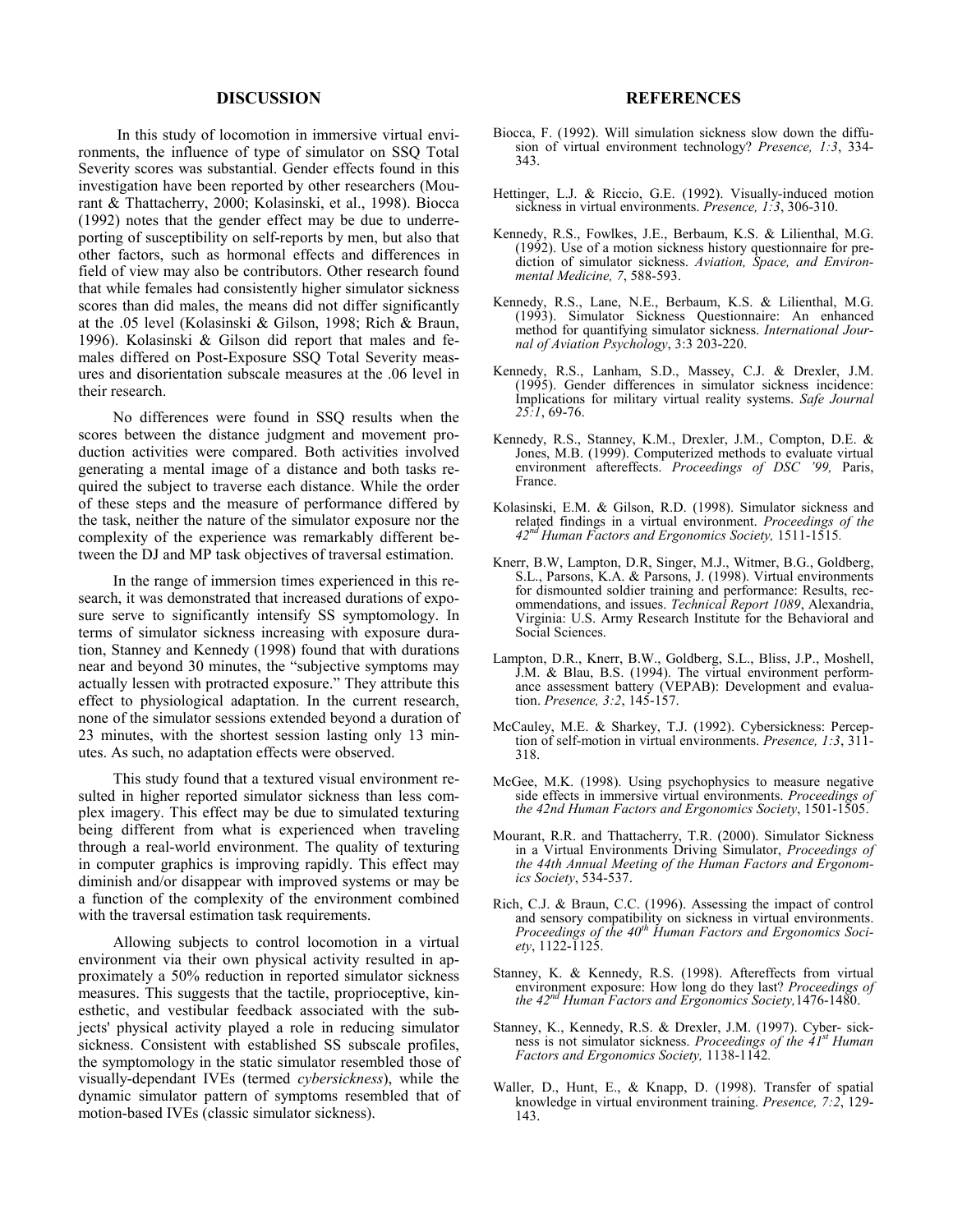## DISCUSSION

In this study of locomotion in immersive virtual environments, the influence of type of simulator on SSQ Total Severity scores was substantial. Gender effects found in this investigation have been reported by other researchers (Mourant & Thattacherry, 2000; Kolasinski, et al., 1998). Biocca (1992) notes that the gender effect may be due to underreporting of susceptibility on self-reports by men, but also that other factors, such as hormonal effects and differences in field of view may also be contributors. Other research found that while females had consistently higher simulator sickness scores than did males, the means did not differ significantly at the .05 level (Kolasinski & Gilson, 1998; Rich & Braun, 1996). Kolasinski & Gilson did report that males and females differed on Post-Exposure SSQ Total Severity measures and disorientation subscale measures at the .06 level in their research.

No differences were found in SSQ results when the scores between the distance judgment and movement production activities were compared. Both activities involved generating a mental image of a distance and both tasks required the subject to traverse each distance. While the order of these steps and the measure of performance differed by the task, neither the nature of the simulator exposure nor the complexity of the experience was remarkably different between the DJ and MP task objectives of traversal estimation.

In the range of immersion times experienced in this research, it was demonstrated that increased durations of exposure serve to significantly intensify SS symptomology. In terms of simulator sickness increasing with exposure duration, Stanney and Kennedy (1998) found that with durations near and beyond 30 minutes, the "subjective symptoms may actually lessen with protracted exposure." They attribute this effect to physiological adaptation. In the current research, none of the simulator sessions extended beyond a duration of 23 minutes, with the shortest session lasting only 13 minutes. As such, no adaptation effects were observed.

This study found that a textured visual environment resulted in higher reported simulator sickness than less complex imagery. This effect may be due to simulated texturing being different from what is experienced when traveling through a real-world environment. The quality of texturing in computer graphics is improving rapidly. This effect may diminish and/or disappear with improved systems or may be a function of the complexity of the environment combined with the traversal estimation task requirements.

Allowing subjects to control locomotion in a virtual environment via their own physical activity resulted in approximately a 50% reduction in reported simulator sickness measures. This suggests that the tactile, proprioceptive, kinesthetic, and vestibular feedback associated with the subjects' physical activity played a role in reducing simulator sickness. Consistent with established SS subscale profiles, the symptomology in the static simulator resembled those of visually-dependant IVEs (termed *cybersickness*), while the dynamic simulator pattern of symptoms resembled that of motion-based IVEs (classic simulator sickness).

## REFERENCES

Biocca, F. (1992). Will simulation sickness slow down the diffusion of virtual environment technology? *Presence, 1:3*, 334-343.

Hettinger, L.J. & Riccio, G.E. (1992). Visually-induced motion sickness in virtual environments. *Presence, 1:3*, 306-310.

Kennedy, R.S., Fowlkes, J.E., Berbaum, K.S. & Lilienthal, M.G. (1992). Use of a motion sickness history questionnaire for prediction of simulator sickness. *Aviation, Space, and Environmental Medicine, 7*, 588-593.

Kennedy, R.S., Lane, N.E., Berbaum, K.S. & Lilienthal, M.G. (1993). Simulator Sickness Questionnaire: An enhanced method for quantifying simulator sickness. *International Journal of Aviation Psychology*, 3:3 203-220.

Kennedy, R.S., Lanham, S.D., Massey, C.J. & Drexler, J.M. (1995). Gender differences in simulator sickness incidence: Implications for military virtual reality systems. *Safe Journal 25:1*, 69-76.

Kennedy, R.S., Stanney, K.M., Drexler, J.M., Compton, D.E. & Jones, M.B. (1999). Computerized methods to evaluate virtual environment aftereffects. *Proceedings of DSC '99,* Paris, France.

Kolasinski, E.M. & Gilson, R.D. (1998). Simulator sickness and related findings in a virtual environment. *Proceedings of the 42nd Human Factors and Ergonomics Society,* 1511-1515.

Knerr, B.W, Lampton, D.R, Singer, M.J., Witmer, B.G., Goldberg, S.L., Parsons, K.A. & Parsons, J. (1998). Virtual environments for dismounted soldier training and performance: Results, recommendations, and issues. *Technical Report 1089*, Alexandria, Virginia: U.S. Army Research Institute for the Behavioral and Social Sciences.

Lampton, D.R., Knerr, B.W., Goldberg, S.L., Bliss, J.P., Moshell, J.M. & Blau, B.S. (1994). The virtual environment performance assessment battery (VEPAB): Development and evaluation. *Presence, 3:2*, 145-157.

McCauley, M.E. & Sharkey, T.J. (1992). Cybersickness: Perception of self-motion in virtual environments. *Presence, 1:3*, 311-318.

McGee, M.K. (1998). Using psychophysics to measure negative side effects in immersive virtual environments. *Proceedings of the 42nd Human Factors and Ergonomics Society*, 1501-1505.

Mourant, R.R. and Thattacherry, T.R. (2000). Simulator Sickness in a Virtual Environments Driving Simulator, *Proceedings of the 44th Annual Meeting of the Human Factors and Ergonomics Society*, 534-537.

Rich, C.J. & Braun, C.C. (1996). Assessing the impact of control and sensory compatibility on sickness in virtual environments. *Proceedings of the 40th Human Factors and Ergonomics Society*, 1122-1125.

Stanney, K. & Kennedy, R.S. (1998). Aftereffects from virtual environment exposure: How long do they last? *Proceedings of the 42nd Human Factors and Ergonomics Society,*1476-1480.

Stanney, K., Kennedy, R.S. & Drexler, J.M. (1997). Cyber- sickness is not simulator sickness. *Proceedings of the 41st Human Factors and Ergonomics Society,* 1138-1142.

Waller, D., Hunt, E., & Knapp, D. (1998). Transfer of spatial knowledge in virtual environment training. *Presence, 7:2*, 129-143.